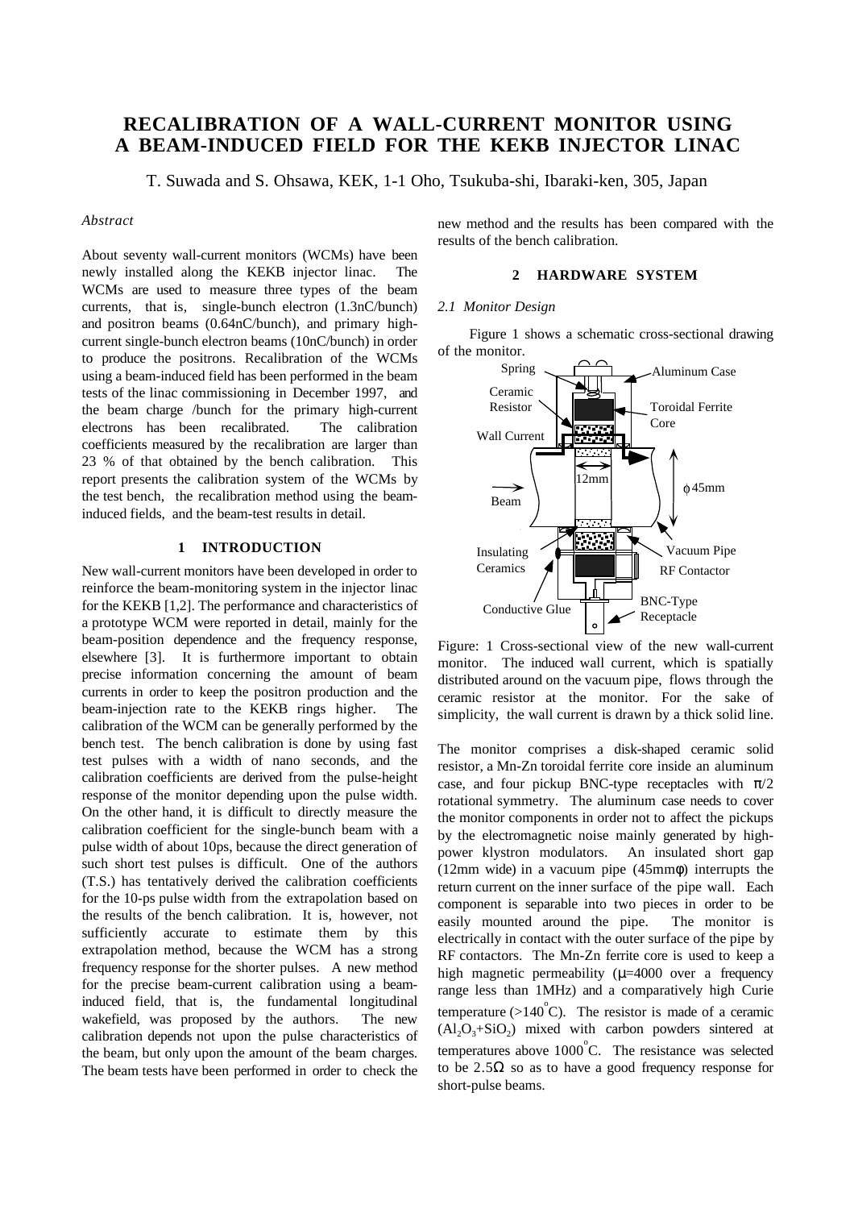# RECALIBRATION OF A WALL-CURRENT MONITOR USING A BEAM-INDUCED FIELD FOR THE KEKB INJECTOR LINAC

T. Suwada and S. Ohsawa, KEK, 1-1 Oho, Tsukuba-shi, Ibaraki-ken, 305, Japan

*Abstract*

About seventy wall-current monitors (WCMs) have been newly installed along the KEKB injector linac. The WCMs are used to measure three types of the beam currents, that is, single-bunch electron (1.3nC/bunch) and positron beams (0.64nC/bunch), and primary high-current single-bunch electron beams (10nC/bunch) in order to produce the positrons. Recalibration of the WCMs using a beam-induced field has been performed in the beam tests of the linac commissioning in December 1997, and the beam charge /bunch for the primary high-current electrons has been recalibrated. The calibration coefficients measured by the recalibration are larger than 23 % of that obtained by the bench calibration. This report presents the calibration system of the WCMs by the test bench, the recalibration method using the beam-induced fields, and the beam-test results in detail.

## 1 INTRODUCTION

New wall-current monitors have been developed in order to reinforce the beam-monitoring system in the injector linac for the KEKB [1,2]. The performance and characteristics of a prototype WCM were reported in detail, mainly for the beam-position dependence and the frequency response, elsewhere [3]. It is furthermore important to obtain precise information concerning the amount of beam currents in order to keep the positron production and the beam-injection rate to the KEKB rings higher. The calibration of the WCM can be generally performed by the bench test. The bench calibration is done by using fast test pulses with a width of nano seconds, and the calibration coefficients are derived from the pulse-height response of the monitor depending upon the pulse width. On the other hand, it is difficult to directly measure the calibration coefficient for the single-bunch beam with a pulse width of about 10ps, because the direct generation of such short test pulses is difficult. One of the authors (T.S.) has tentatively derived the calibration coefficients for the 10-ps pulse width from the extrapolation based on the results of the bench calibration. It is, however, not sufficiently accurate to estimate them by this extrapolation method, because the WCM has a strong frequency response for the shorter pulses. A new method for the precise beam-current calibration using a beam-induced field, that is, the fundamental longitudinal wakefield, was proposed by the authors. The new calibration depends not upon the pulse characteristics of the beam, but only upon the amount of the beam charges. The beam tests have been performed in order to check the new method and the results has been compared with the results of the bench calibration.

## 2 HARDWARE SYSTEM

### *2.1 Monitor Design*

Figure 1 shows a schematic cross-sectional drawing of the monitor.

Figure: 1 Cross-sectional view of the new wall-current monitor. The induced wall current, which is spatially distributed around on the vacuum pipe, flows through the ceramic resistor at the monitor. For the sake of simplicity, the wall current is drawn by a thick solid line.

The monitor comprises a disk-shaped ceramic solid resistor, a Mn-Zn toroidal ferrite core inside an aluminum case, and four pickup BNC-type receptacles with $\pi/2$ rotational symmetry. The aluminum case needs to cover the monitor components in order not to affect the pickups by the electromagnetic noise mainly generated by high-power klystron modulators. An insulated short gap (12mm wide) in a vacuum pipe (45mm$\phi$) interrupts the return current on the inner surface of the pipe wall. Each component is separable into two pieces in order to be easily mounted around the pipe. The monitor is electrically in contact with the outer surface of the pipe by RF contactors. The Mn-Zn ferrite core is used to keep a high magnetic permeability ($\mu$=4000 over a frequency range less than 1MHz) and a comparatively high Curie temperature (>140$^{\circ}$C). The resistor is made of a ceramic ($Al_2O_3$+$SiO_2$) mixed with carbon powders sintered at temperatures above 1000$^{\circ}$C. The resistance was selected to be 2.5$\Omega$ so as to have a good frequency response for short-pulse beams.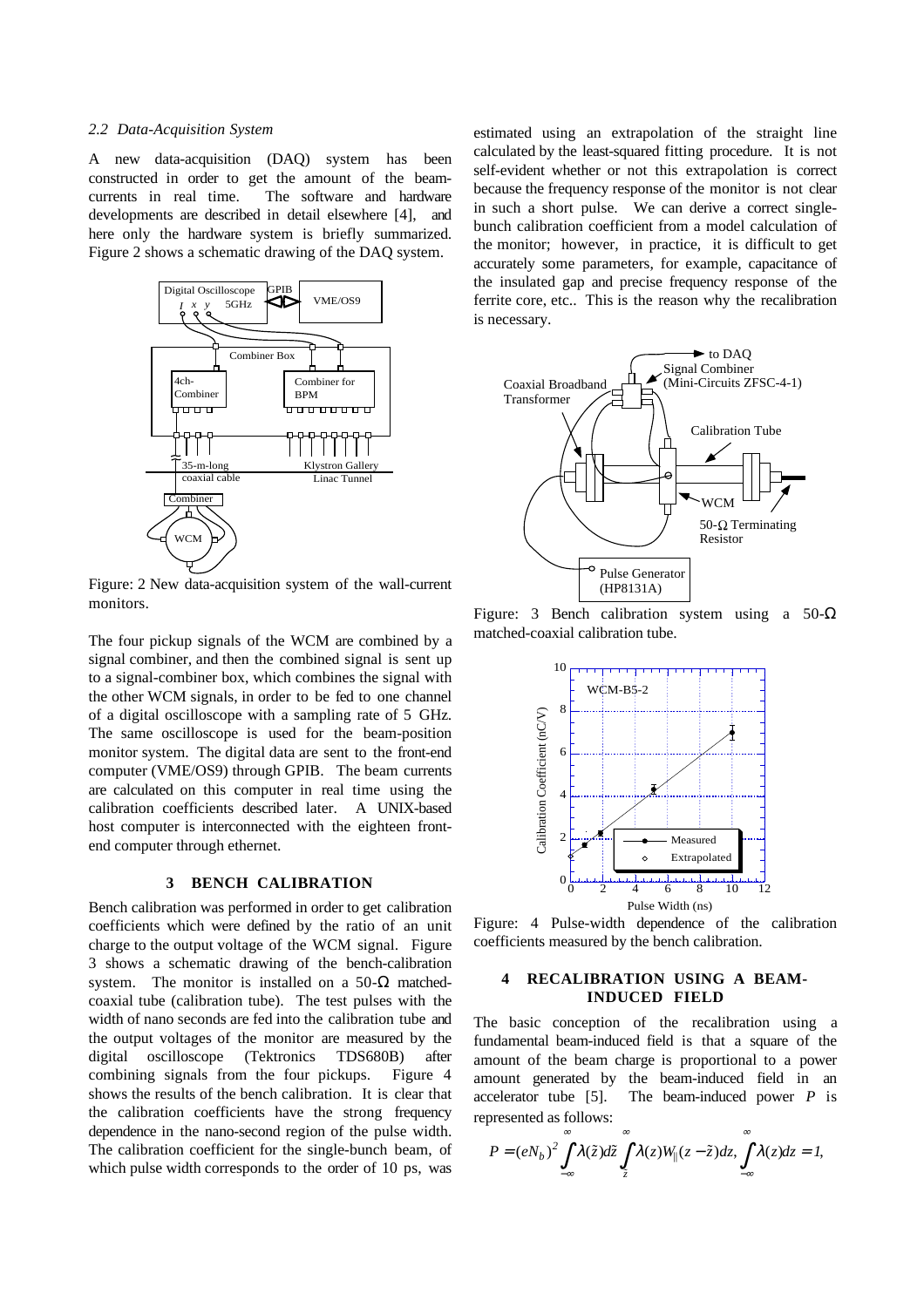*2.2 Data-Acquisition System*

A new data-acquisition (DAQ) system has been constructed in order to get the amount of the beam-currents in real time. The software and hardware developments are described in detail elsewhere [4], and here only the hardware system is briefly summarized. Figure 2 shows a schematic drawing of the DAQ system.

Figure: 2 New data-acquisition system of the wall-current monitors.

The four pickup signals of the WCM are combined by a signal combiner, and then the combined signal is sent up to a signal-combiner box, which combines the signal with the other WCM signals, in order to be fed to one channel of a digital oscilloscope with a sampling rate of 5 GHz. The same oscilloscope is used for the beam-position monitor system. The digital data are sent to the front-end computer (VME/OS9) through GPIB. The beam currents are calculated on this computer in real time using the calibration coefficients described later. A UNIX-based host computer is interconnected with the eighteen front-end computer through ethernet.

## 3 BENCH CALIBRATION

Bench calibration was performed in order to get calibration coefficients which were defined by the ratio of an unit charge to the output voltage of the WCM signal. Figure 3 shows a schematic drawing of the bench-calibration system. The monitor is installed on a 50-Ω matched-coaxial tube (calibration tube). The test pulses with the width of nano seconds are fed into the calibration tube and the output voltages of the monitor are measured by the digital oscilloscope (Tektronics TDS680B) after combining signals from the four pickups. Figure 4 shows the results of the bench calibration. It is clear that the calibration coefficients have the strong frequency dependence in the nano-second region of the pulse width. The calibration coefficient for the single-bunch beam, of which pulse width corresponds to the order of 10 ps, was estimated using an extrapolation of the straight line calculated by the least-squared fitting procedure. It is not self-evident whether or not this extrapolation is correct because the frequency response of the monitor is not clear in such a short pulse. We can derive a correct single-bunch calibration coefficient from a model calculation of the monitor; however, in practice, it is difficult to get accurately some parameters, for example, capacitance of the insulated gap and precise frequency response of the ferrite core, etc.. This is the reason why the recalibration is necessary.

Figure: 3 Bench calibration system using a 50-Ω matched-coaxial calibration tube.

Figure: 4 Pulse-width dependence of the calibration coefficients measured by the bench calibration.

## 4 RECALIBRATION USING A BEAM-INDUCED FIELD

The basic conception of the recalibration using a fundamental beam-induced field is that a square of the amount of the beam charge is proportional to a power amount generated by the beam-induced field in an accelerator tube [5]. The beam-induced power $P$ is represented as follows:

$$P = (eN_b)^2 \int_{-\infty}^{\infty} \lambda(\tilde{z}) d\tilde{z} \int_{\tilde{z}}^{\infty} \lambda(z) W_{\parallel}(z - \tilde{z}) dz, \quad \int_{-\infty}^{\infty} \lambda(z) dz = 1,$$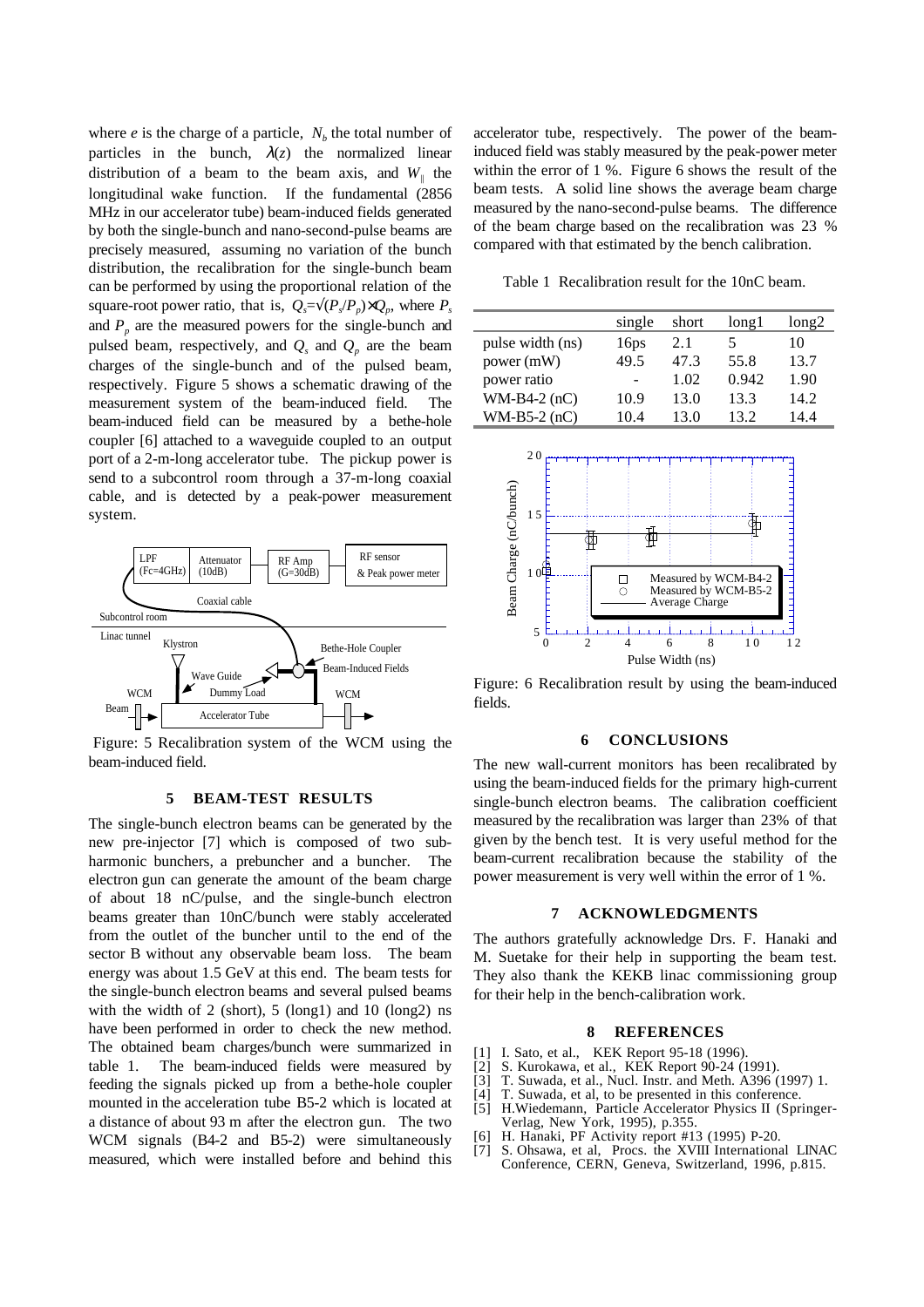where $e$ is the charge of a particle, $N_b$ the total number of particles in the bunch, $\lambda(z)$ the normalized linear distribution of a beam to the beam axis, and $W_\parallel$ the longitudinal wake function. If the fundamental (2856 MHz in our accelerator tube) beam-induced fields generated by both the single-bunch and nano-second-pulse beams are precisely measured, assuming no variation of the bunch distribution, the recalibration for the single-bunch beam can be performed by using the proportional relation of the square-root power ratio, that is, $Q_s=\sqrt{(P_s/P_p)}\times Q_p$, where $P_s$ and $P_p$ are the measured powers for the single-bunch and pulsed beam, respectively, and $Q_s$ and $Q_p$ are the beam charges of the single-bunch and of the pulsed beam, respectively. Figure 5 shows a schematic drawing of the measurement system of the beam-induced field. The beam-induced field can be measured by a bethe-hole coupler [6] attached to a waveguide coupled to an output port of a 2-m-long accelerator tube. The pickup power is send to a subcontrol room through a 37-m-long coaxial cable, and is detected by a peak-power measurement system.

LPF (Fc=4GHz)
Attenuator (10dB)
RF Amp (G=30dB)
RF sensor & Peak power meter
Coaxial cable
Subcontrol room
Linac tunnel
Klystron
Bethe-Hole Coupler
Beam-Induced Fields
Wave Guide
Dummy Load
WCM
WCM
Beam
Accelerator Tube

Figure: 5 Recalibration system of the WCM using the beam-induced field.

## 5 BEAM-TEST RESULTS

The single-bunch electron beams can be generated by the new pre-injector [7] which is composed of two sub-harmonic bunchers, a prebuncher and a buncher. The electron gun can generate the amount of the beam charge of about 18 nC/pulse, and the single-bunch electron beams greater than 10nC/bunch were stably accelerated from the outlet of the buncher until to the end of the sector B without any observable beam loss. The beam energy was about 1.5 GeV at this end. The beam tests for the single-bunch electron beams and several pulsed beams with the width of 2 (short), 5 (long1) and 10 (long2) ns have been performed in order to check the new method. The obtained beam charges/bunch were summarized in table 1. The beam-induced fields were measured by feeding the signals picked up from a bethe-hole coupler mounted in the acceleration tube B5-2 which is located at a distance of about 93 m after the electron gun. The two WCM signals (B4-2 and B5-2) were simultaneously measured, which were installed before and behind this accelerator tube, respectively. The power of the beam-induced field was stably measured by the peak-power meter within the error of 1 %. Figure 6 shows the result of the beam tests. A solid line shows the average beam charge measured by the nano-second-pulse beams. The difference of the beam charge based on the recalibration was 23 % compared with that estimated by the bench calibration.

Table 1 Recalibration result for the 10nC beam.

| | single | short | long1 | long2 |
|---|---|---|---|---|
| pulse width (ns) | 16ps | 2.1 | 5 | 10 |
| power (mW) | 49.5 | 47.3 | 55.8 | 13.7 |
| power ratio | - | 1.02 | 0.942 | 1.90 |
| WM-B4-2 (nC) | 10.9 | 13.0 | 13.3 | 14.2 |
| WM-B5-2 (nC) | 10.4 | 13.0 | 13.2 | 14.4 |

Beam Charge (nC/bunch)
20
15
10
5
0
2
4
6
8
10
12
Pulse Width (ns)
Measured by WCM-B4-2
Measured by WCM-B5-2
Average Charge

Figure: 6 Recalibration result by using the beam-induced fields.

## 6 CONCLUSIONS

The new wall-current monitors has been recalibrated by using the beam-induced fields for the primary high-current single-bunch electron beams. The calibration coefficient measured by the recalibration was larger than 23% of that given by the bench test. It is very useful method for the beam-current recalibration because the stability of the power measurement is very well within the error of 1 %.

## 7 ACKNOWLEDGMENTS

The authors gratefully acknowledge Drs. F. Hanaki and M. Suetake for their help in supporting the beam test. They also thank the KEKB linac commissioning group for their help in the bench-calibration work.

## 8 REFERENCES

[1] I. Sato, et al., KEK Report 95-18 (1996).
[2] S. Kurokawa, et al., KEK Report 90-24 (1991).
[3] T. Suwada, et al., Nucl. Instr. and Meth. A396 (1997) 1.
[4] T. Suwada, et al, to be presented in this conference.
[5] H.Wiedemann, Particle Accelerator Physics II (Springer-Verlag, New York, 1995), p.355.
[6] H. Hanaki, PF Activity report #13 (1995) P-20.
[7] S. Ohsawa, et al, Procs. the XVIII International LINAC Conference, CERN, Geneva, Switzerland, 1996, p.815.